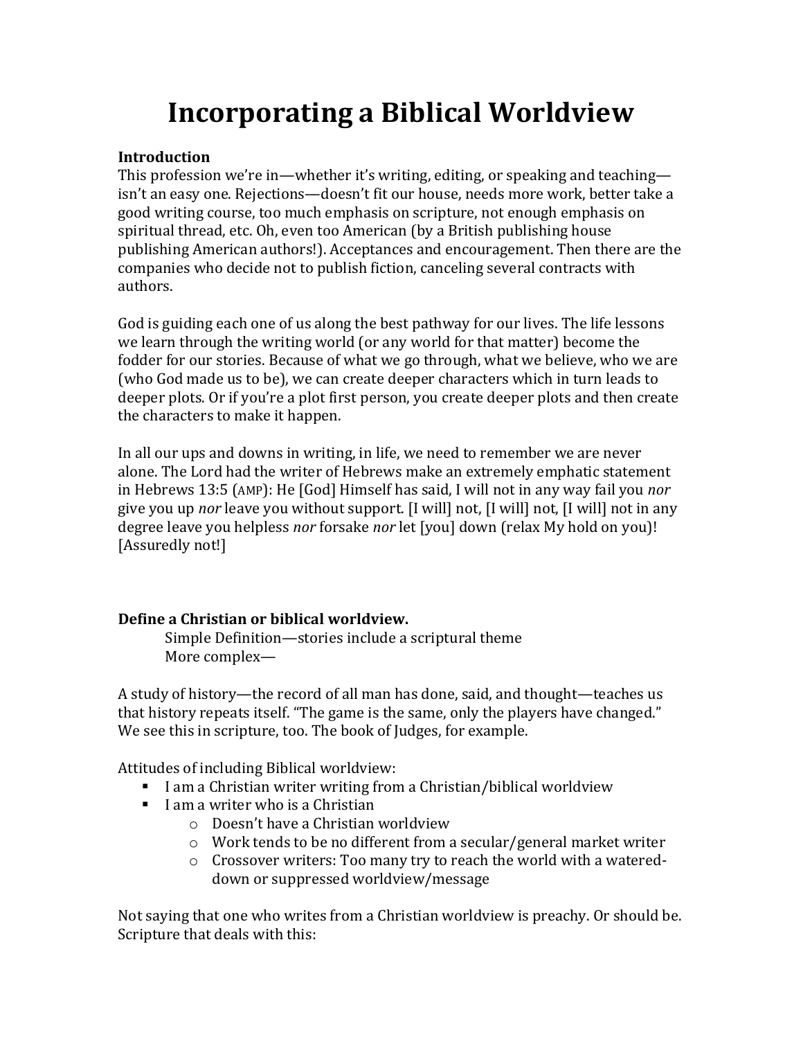# Incorporating a Biblical Worldview

**Introduction**

This profession we're in—whether it's writing, editing, or speaking and teaching—isn't an easy one. Rejections—doesn't fit our house, needs more work, better take a good writing course, too much emphasis on scripture, not enough emphasis on spiritual thread, etc. Oh, even too American (by a British publishing house publishing American authors!). Acceptances and encouragement. Then there are the companies who decide not to publish fiction, canceling several contracts with authors.

God is guiding each one of us along the best pathway for our lives. The life lessons we learn through the writing world (or any world for that matter) become the fodder for our stories. Because of what we go through, what we believe, who we are (who God made us to be), we can create deeper characters which in turn leads to deeper plots. Or if you're a plot first person, you create deeper plots and then create the characters to make it happen.

In all our ups and downs in writing, in life, we need to remember we are never alone. The Lord had the writer of Hebrews make an extremely emphatic statement in Hebrews 13:5 (AMP): He [God] Himself has said, I will not in any way fail you *nor* give you up *nor* leave you without support. [I will] not, [I will] not, [I will] not in any degree leave you helpless *nor* forsake *nor* let [you] down (relax My hold on you)! [Assuredly not!]

**Define a Christian or biblical worldview.**

Simple Definition—stories include a scriptural theme
More complex—

A study of history—the record of all man has done, said, and thought—teaches us that history repeats itself. "The game is the same, only the players have changed." We see this in scripture, too. The book of Judges, for example.

Attitudes of including Biblical worldview:

- I am a Christian writer writing from a Christian/biblical worldview
- I am a writer who is a Christian
    - Doesn't have a Christian worldview
    - Work tends to be no different from a secular/general market writer
    - Crossover writers: Too many try to reach the world with a watered-down or suppressed worldview/message

Not saying that one who writes from a Christian worldview is preachy. Or should be. Scripture that deals with this: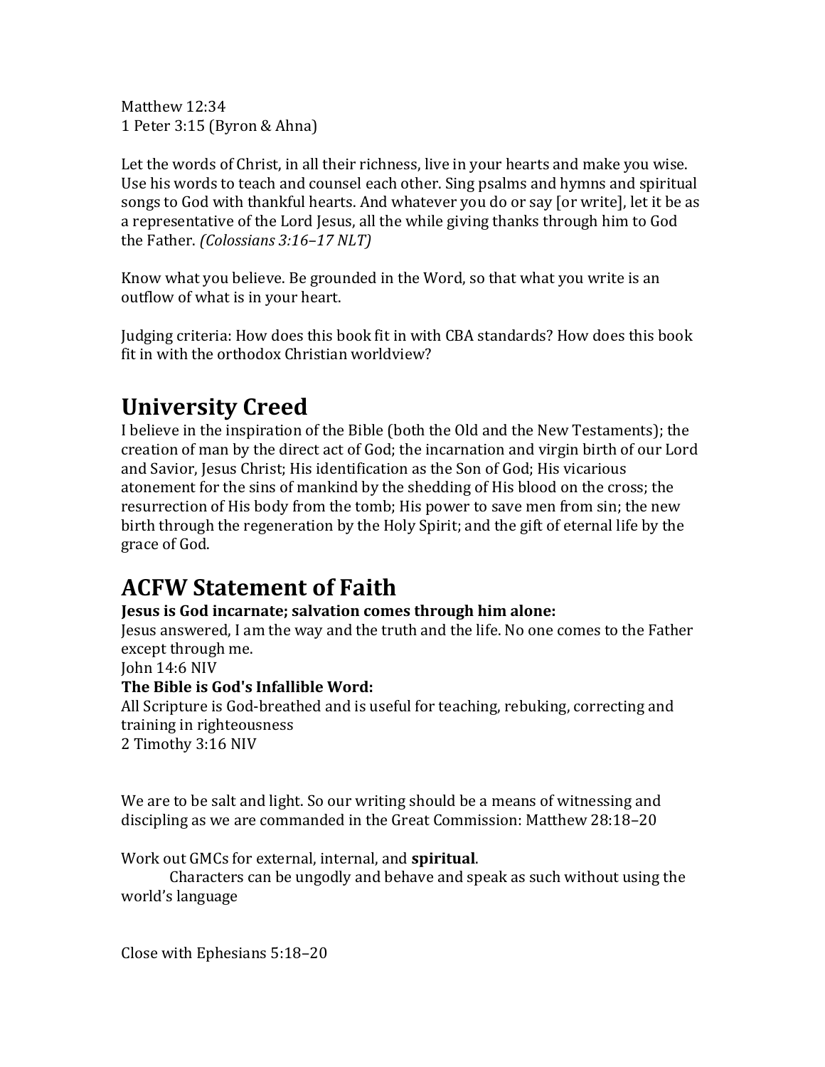Matthew 12:34
1 Peter 3:15 (Byron & Ahna)

Let the words of Christ, in all their richness, live in your hearts and make you wise. Use his words to teach and counsel each other. Sing psalms and hymns and spiritual songs to God with thankful hearts. And whatever you do or say [or write], let it be as a representative of the Lord Jesus, all the while giving thanks through him to God the Father. *(Colossians 3:16–17 NLT)*

Know what you believe. Be grounded in the Word, so that what you write is an outflow of what is in your heart.

Judging criteria: How does this book fit in with CBA standards? How does this book fit in with the orthodox Christian worldview?

# University Creed

I believe in the inspiration of the Bible (both the Old and the New Testaments); the creation of man by the direct act of God; the incarnation and virgin birth of our Lord and Savior, Jesus Christ; His identification as the Son of God; His vicarious atonement for the sins of mankind by the shedding of His blood on the cross; the resurrection of His body from the tomb; His power to save men from sin; the new birth through the regeneration by the Holy Spirit; and the gift of eternal life by the grace of God.

# ACFW Statement of Faith

**Jesus is God incarnate; salvation comes through him alone:**
Jesus answered, I am the way and the truth and the life. No one comes to the Father except through me.
John 14:6 NIV

**The Bible is God's Infallible Word:**
All Scripture is God-breathed and is useful for teaching, rebuking, correcting and training in righteousness
2 Timothy 3:16 NIV

We are to be salt and light. So our writing should be a means of witnessing and discipling as we are commanded in the Great Commission: Matthew 28:18–20

Work out GMCs for external, internal, and **spiritual**.

Characters can be ungodly and behave and speak as such without using the world's language

Close with Ephesians 5:18–20